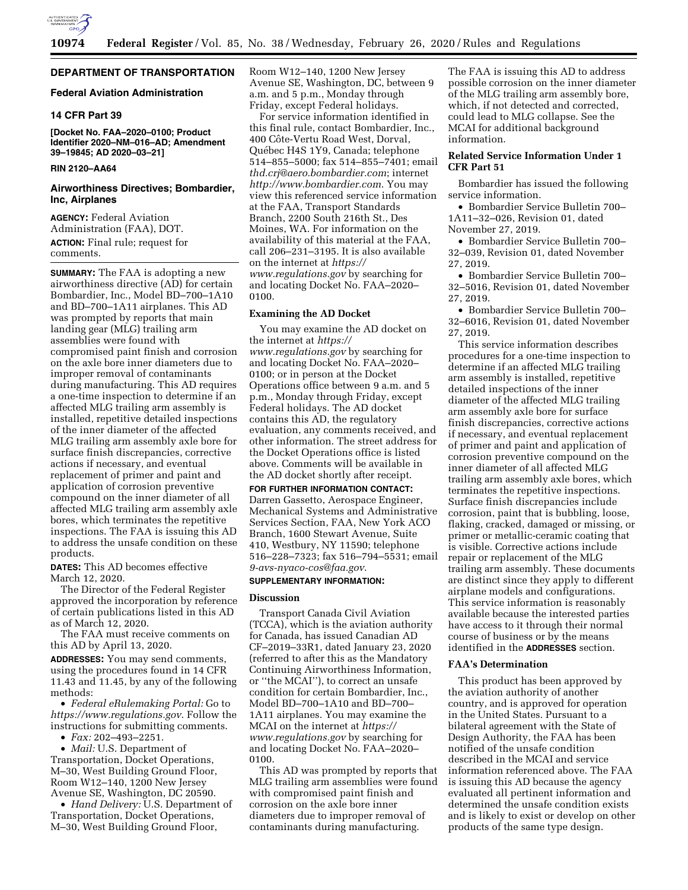## DEPARTMENT OF TRANSPORTATION

### Federal Aviation Administration

### 14 CFR Part 39

**[Docket No. FAA–2020–0100; Product Identifier 2020–NM–016–AD; Amendment 39–19845; AD 2020–03–21]**

**RIN 2120–AA64**

### Airworthiness Directives; Bombardier, Inc, Airplanes

**AGENCY:** Federal Aviation Administration (FAA), DOT.

**ACTION:** Final rule; request for comments.

**SUMMARY:** The FAA is adopting a new airworthiness directive (AD) for certain Bombardier, Inc., Model BD–700–1A10 and BD–700–1A11 airplanes. This AD was prompted by reports that main landing gear (MLG) trailing arm assemblies were found with compromised paint finish and corrosion on the axle bore inner diameters due to improper removal of contaminants during manufacturing. This AD requires a one-time inspection to determine if an affected MLG trailing arm assembly is installed, repetitive detailed inspections of the inner diameter of the affected MLG trailing arm assembly axle bore for surface finish discrepancies, corrective actions if necessary, and eventual replacement of primer and paint and application of corrosion preventive compound on the inner diameter of all affected MLG trailing arm assembly axle bores, which terminates the repetitive inspections. The FAA is issuing this AD to address the unsafe condition on these products.

**DATES:** This AD becomes effective March 12, 2020.

The Director of the Federal Register approved the incorporation by reference of certain publications listed in this AD as of March 12, 2020.

The FAA must receive comments on this AD by April 13, 2020.

**ADDRESSES:** You may send comments, using the procedures found in 14 CFR 11.43 and 11.45, by any of the following methods:

- *Federal eRulemaking Portal:* Go to *https://www.regulations.gov*. Follow the instructions for submitting comments.
- *Fax:* 202–493–2251.
- *Mail:* U.S. Department of Transportation, Docket Operations, M–30, West Building Ground Floor, Room W12–140, 1200 New Jersey Avenue SE, Washington, DC 20590.
- *Hand Delivery:* U.S. Department of Transportation, Docket Operations, M–30, West Building Ground Floor, Room W12–140, 1200 New Jersey Avenue SE, Washington, DC, between 9 a.m. and 5 p.m., Monday through Friday, except Federal holidays.

For service information identified in this final rule, contact Bombardier, Inc., 400 Côte-Vertu Road West, Dorval, Québec H4S 1Y9, Canada; telephone 514–855–5000; fax 514–855–7401; email *thd.crj@aero.bombardier.com*; internet *http://www.bombardier.com*. You may view this referenced service information at the FAA, Transport Standards Branch, 2200 South 216th St., Des Moines, WA. For information on the availability of this material at the FAA, call 206–231–3195. It is also available on the internet at *https://www.regulations.gov* by searching for and locating Docket No. FAA–2020–0100.

### Examining the AD Docket

You may examine the AD docket on the internet at *https://www.regulations.gov* by searching for and locating Docket No. FAA–2020–0100; or in person at the Docket Operations office between 9 a.m. and 5 p.m., Monday through Friday, except Federal holidays. The AD docket contains this AD, the regulatory evaluation, any comments received, and other information. The street address for the Docket Operations office is listed above. Comments will be available in the AD docket shortly after receipt.

**FOR FURTHER INFORMATION CONTACT:** Darren Gassetto, Aerospace Engineer, Mechanical Systems and Administrative Services Section, FAA, New York ACO Branch, 1600 Stewart Avenue, Suite 410, Westbury, NY 11590; telephone 516–228–7323; fax 516–794–5531; email *9-avs-nyaco-cos@faa.gov*.

**SUPPLEMENTARY INFORMATION:**

### Discussion

Transport Canada Civil Aviation (TCCA), which is the aviation authority for Canada, has issued Canadian AD CF–2019–33R1, dated January 23, 2020 (referred to after this as the Mandatory Continuing Airworthiness Information, or "the MCAI"), to correct an unsafe condition for certain Bombardier, Inc., Model BD–700–1A10 and BD–700–1A11 airplanes. You may examine the MCAI on the internet at *https://www.regulations.gov* by searching for and locating Docket No. FAA–2020–0100.

This AD was prompted by reports that MLG trailing arm assemblies were found with compromised paint finish and corrosion on the axle bore inner diameters due to improper removal of contaminants during manufacturing. The FAA is issuing this AD to address possible corrosion on the inner diameter of the MLG trailing arm assembly bore, which, if not detected and corrected, could lead to MLG collapse. See the MCAI for additional background information.

### Related Service Information Under 1 CFR Part 51

Bombardier has issued the following service information.

- Bombardier Service Bulletin 700–1A11–32–026, Revision 01, dated November 27, 2019.
- Bombardier Service Bulletin 700–32–039, Revision 01, dated November 27, 2019.
- Bombardier Service Bulletin 700–32–5016, Revision 01, dated November 27, 2019.
- Bombardier Service Bulletin 700–32–6016, Revision 01, dated November 27, 2019.

This service information describes procedures for a one-time inspection to determine if an affected MLG trailing arm assembly is installed, repetitive detailed inspections of the inner diameter of the affected MLG trailing arm assembly axle bore for surface finish discrepancies, corrective actions if necessary, and eventual replacement of primer and paint and application of corrosion preventive compound on the inner diameter of all affected MLG trailing arm assembly axle bores, which terminates the repetitive inspections. Surface finish discrepancies include corrosion, paint that is bubbling, loose, flaking, cracked, damaged or missing, or primer or metallic-ceramic coating that is visible. Corrective actions include repair or replacement of the MLG trailing arm assembly. These documents are distinct since they apply to different airplane models and configurations. This service information is reasonably available because the interested parties have access to it through their normal course of business or by the means identified in the **ADDRESSES** section.

### FAA's Determination

This product has been approved by the aviation authority of another country, and is approved for operation in the United States. Pursuant to a bilateral agreement with the State of Design Authority, the FAA has been notified of the unsafe condition described in the MCAI and service information referenced above. The FAA is issuing this AD because the agency evaluated all pertinent information and determined the unsafe condition exists and is likely to exist or develop on other products of the same type design.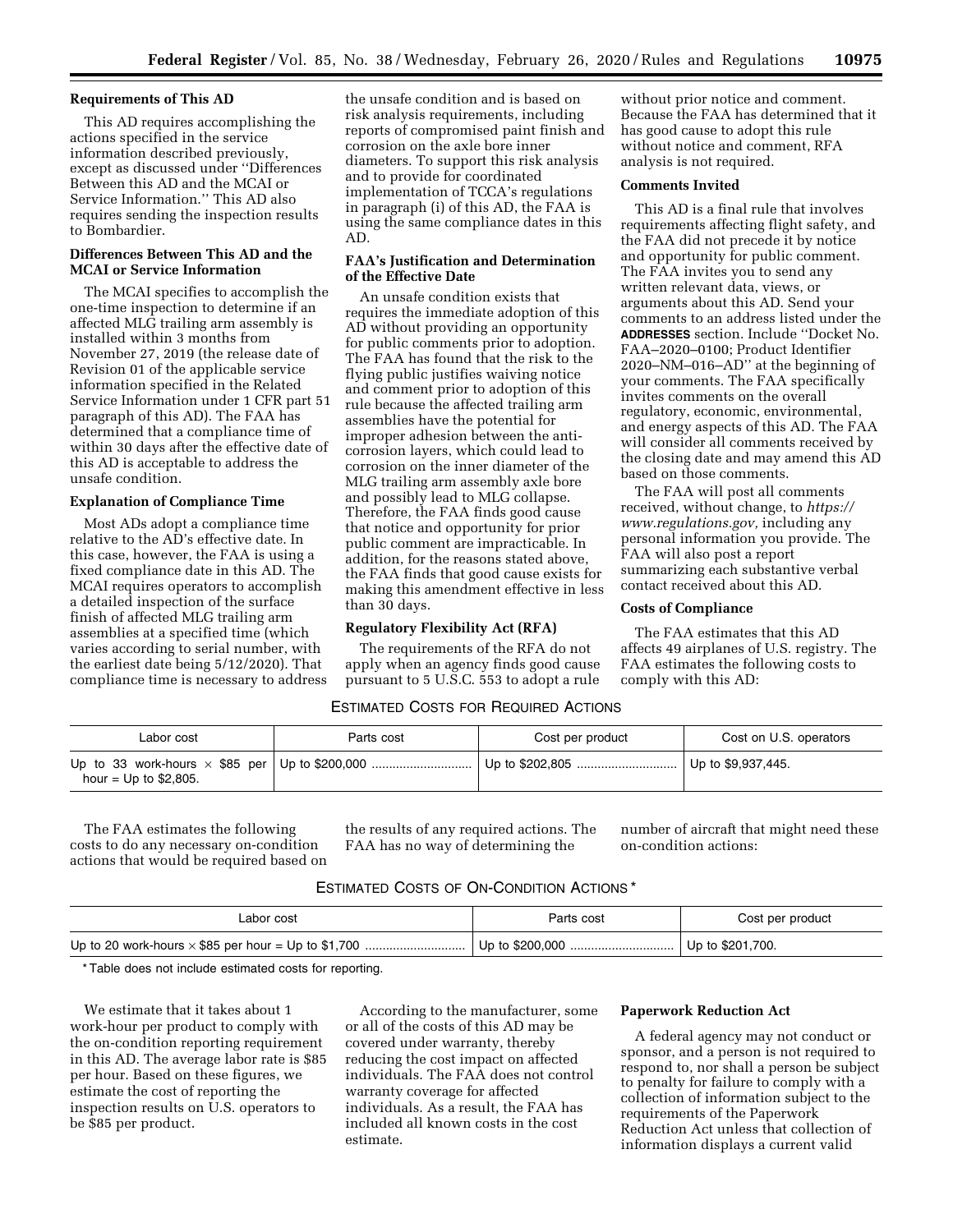### Requirements of This AD

This AD requires accomplishing the actions specified in the service information described previously, except as discussed under ''Differences Between this AD and the MCAI or Service Information.'' This AD also requires sending the inspection results to Bombardier.

### Differences Between This AD and the MCAI or Service Information

The MCAI specifies to accomplish the one-time inspection to determine if an affected MLG trailing arm assembly is installed within 3 months from November 27, 2019 (the release date of Revision 01 of the applicable service information specified in the Related Service Information under 1 CFR part 51 paragraph of this AD). The FAA has determined that a compliance time of within 30 days after the effective date of this AD is acceptable to address the unsafe condition.

### Explanation of Compliance Time

Most ADs adopt a compliance time relative to the AD's effective date. In this case, however, the FAA is using a fixed compliance date in this AD. The MCAI requires operators to accomplish a detailed inspection of the surface finish of affected MLG trailing arm assemblies at a specified time (which varies according to serial number, with the earliest date being 5/12/2020). That compliance time is necessary to address the unsafe condition and is based on risk analysis requirements, including reports of compromised paint finish and corrosion on the axle bore inner diameters. To support this risk analysis and to provide for coordinated implementation of TCCA's regulations in paragraph (i) of this AD, the FAA is using the same compliance dates in this AD.

### FAA's Justification and Determination of the Effective Date

An unsafe condition exists that requires the immediate adoption of this AD without providing an opportunity for public comments prior to adoption. The FAA has found that the risk to the flying public justifies waiving notice and comment prior to adoption of this rule because the affected trailing arm assemblies have the potential for improper adhesion between the anti-corrosion layers, which could lead to corrosion on the inner diameter of the MLG trailing arm assembly axle bore and possibly lead to MLG collapse. Therefore, the FAA finds good cause that notice and opportunity for prior public comment are impracticable. In addition, for the reasons stated above, the FAA finds that good cause exists for making this amendment effective in less than 30 days.

### Regulatory Flexibility Act (RFA)

The requirements of the RFA do not apply when an agency finds good cause pursuant to 5 U.S.C. 553 to adopt a rule without prior notice and comment. Because the FAA has determined that it has good cause to adopt this rule without notice and comment, RFA analysis is not required.

### Comments Invited

This AD is a final rule that involves requirements affecting flight safety, and the FAA did not precede it by notice and opportunity for public comment. The FAA invites you to send any written relevant data, views, or arguments about this AD. Send your comments to an address listed under the **ADDRESSES** section. Include ''Docket No. FAA–2020–0100; Product Identifier 2020–NM–016–AD'' at the beginning of your comments. The FAA specifically invites comments on the overall regulatory, economic, environmental, and energy aspects of this AD. The FAA will consider all comments received by the closing date and may amend this AD based on those comments.

The FAA will post all comments received, without change, to *https://www.regulations.gov,* including any personal information you provide. The FAA will also post a report summarizing each substantive verbal contact received about this AD.

### Costs of Compliance

The FAA estimates that this AD affects 49 airplanes of U.S. registry. The FAA estimates the following costs to comply with this AD:

ESTIMATED COSTS FOR REQUIRED ACTIONS

| Labor cost | Parts cost | Cost per product | Cost on U.S. operators |
|---|---|---|---|
| Up to 33 work-hours × $85 per hour = Up to $2,805. | Up to $200,000 | Up to $202,805 | Up to $9,937,445. |

The FAA estimates the following costs to do any necessary on-condition actions that would be required based on the results of any required actions. The FAA has no way of determining the number of aircraft that might need these on-condition actions:

ESTIMATED COSTS OF ON-CONDITION ACTIONS *

| Labor cost | Parts cost | Cost per product |
|---|---|---|
| Up to 20 work-hours × $85 per hour = Up to $1,700 | Up to $200,000 | Up to $201,700. |

* Table does not include estimated costs for reporting.

We estimate that it takes about 1 work-hour per product to comply with the on-condition reporting requirement in this AD. The average labor rate is $85 per hour. Based on these figures, we estimate the cost of reporting the inspection results on U.S. operators to be $85 per product.

According to the manufacturer, some or all of the costs of this AD may be covered under warranty, thereby reducing the cost impact on affected individuals. The FAA does not control warranty coverage for affected individuals. As a result, the FAA has included all known costs in the cost estimate.

### Paperwork Reduction Act

A federal agency may not conduct or sponsor, and a person is not required to respond to, nor shall a person be subject to penalty for failure to comply with a collection of information subject to the requirements of the Paperwork Reduction Act unless that collection of information displays a current valid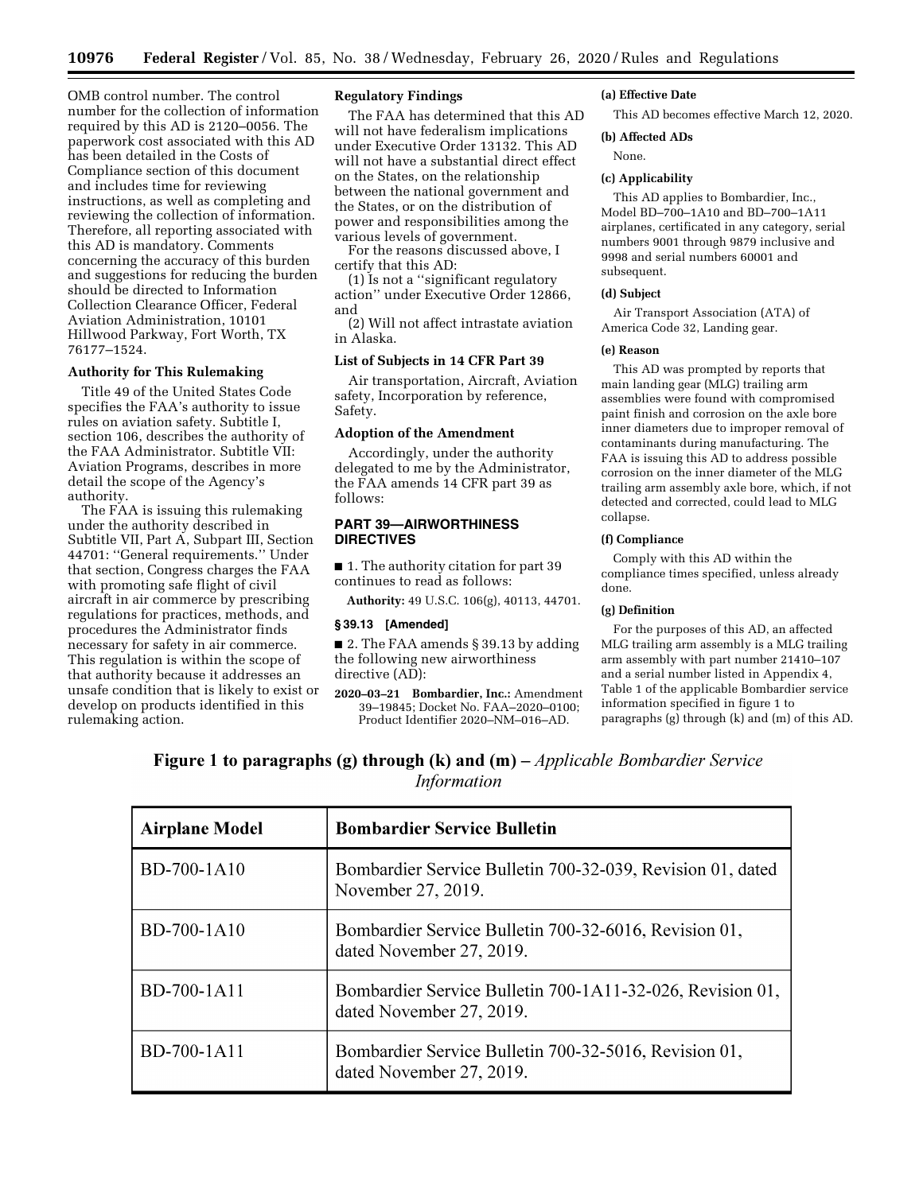OMB control number. The control number for the collection of information required by this AD is 2120–0056. The paperwork cost associated with this AD has been detailed in the Costs of Compliance section of this document and includes time for reviewing instructions, as well as completing and reviewing the collection of information. Therefore, all reporting associated with this AD is mandatory. Comments concerning the accuracy of this burden and suggestions for reducing the burden should be directed to Information Collection Clearance Officer, Federal Aviation Administration, 10101 Hillwood Parkway, Fort Worth, TX 76177–1524.

### Authority for This Rulemaking

Title 49 of the United States Code specifies the FAA's authority to issue rules on aviation safety. Subtitle I, section 106, describes the authority of the FAA Administrator. Subtitle VII: Aviation Programs, describes in more detail the scope of the Agency's authority.

The FAA is issuing this rulemaking under the authority described in Subtitle VII, Part A, Subpart III, Section 44701: ''General requirements.'' Under that section, Congress charges the FAA with promoting safe flight of civil aircraft in air commerce by prescribing regulations for practices, methods, and procedures the Administrator finds necessary for safety in air commerce. This regulation is within the scope of that authority because it addresses an unsafe condition that is likely to exist or develop on products identified in this rulemaking action.

### Regulatory Findings

The FAA has determined that this AD will not have federalism implications under Executive Order 13132. This AD will not have a substantial direct effect on the States, on the relationship between the national government and the States, or on the distribution of power and responsibilities among the various levels of government.

For the reasons discussed above, I certify that this AD:

(1) Is not a ''significant regulatory action'' under Executive Order 12866, and

(2) Will not affect intrastate aviation in Alaska.

### List of Subjects in 14 CFR Part 39

Air transportation, Aircraft, Aviation safety, Incorporation by reference, Safety.

### Adoption of the Amendment

Accordingly, under the authority delegated to me by the Administrator, the FAA amends 14 CFR part 39 as follows:

## PART 39—AIRWORTHINESS DIRECTIVES

■ 1. The authority citation for part 39 continues to read as follows:

**Authority:** 49 U.S.C. 106(g), 40113, 44701.

### § 39.13 [Amended]

■ 2. The FAA amends § 39.13 by adding the following new airworthiness directive (AD):

**2020–03–21 Bombardier, Inc.:** Amendment 39–19845; Docket No. FAA–2020–0100; Product Identifier 2020–NM–016–AD.

#### (a) Effective Date

This AD becomes effective March 12, 2020.

#### (b) Affected ADs

None.

#### (c) Applicability

This AD applies to Bombardier, Inc., Model BD–700–1A10 and BD–700–1A11 airplanes, certificated in any category, serial numbers 9001 through 9879 inclusive and 9998 and serial numbers 60001 and subsequent.

#### (d) Subject

Air Transport Association (ATA) of America Code 32, Landing gear.

#### (e) Reason

This AD was prompted by reports that main landing gear (MLG) trailing arm assemblies were found with compromised paint finish and corrosion on the axle bore inner diameters due to improper removal of contaminants during manufacturing. The FAA is issuing this AD to address possible corrosion on the inner diameter of the MLG trailing arm assembly axle bore, which, if not detected and corrected, could lead to MLG collapse.

#### (f) Compliance

Comply with this AD within the compliance times specified, unless already done.

#### (g) Definition

For the purposes of this AD, an affected MLG trailing arm assembly is a MLG trailing arm assembly with part number 21410–107 and a serial number listed in Appendix 4, Table 1 of the applicable Bombardier service information specified in figure 1 to paragraphs (g) through (k) and (m) of this AD.

**Figure 1 to paragraphs (g) through (k) and (m) –** *Applicable Bombardier Service Information*

| Airplane Model | Bombardier Service Bulletin |
|---|---|
| BD-700-1A10 | Bombardier Service Bulletin 700-32-039, Revision 01, dated November 27, 2019. |
| BD-700-1A10 | Bombardier Service Bulletin 700-32-6016, Revision 01, dated November 27, 2019. |
| BD-700-1A11 | Bombardier Service Bulletin 700-1A11-32-026, Revision 01, dated November 27, 2019. |
| BD-700-1A11 | Bombardier Service Bulletin 700-32-5016, Revision 01, dated November 27, 2019. |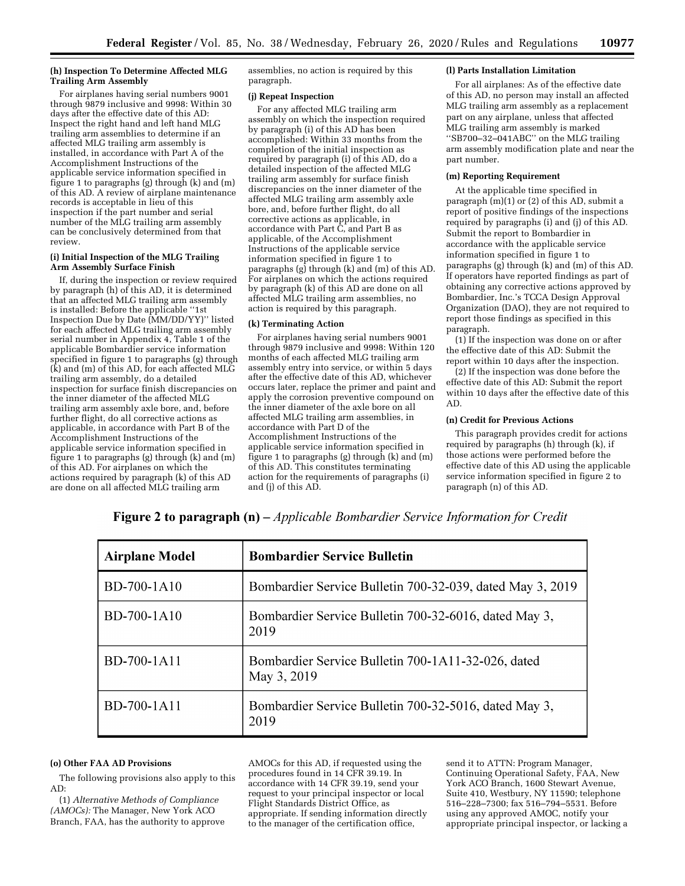**(h) Inspection To Determine Affected MLG Trailing Arm Assembly**

For airplanes having serial numbers 9001 through 9879 inclusive and 9998: Within 30 days after the effective date of this AD: Inspect the right hand and left hand MLG trailing arm assemblies to determine if an affected MLG trailing arm assembly is installed, in accordance with Part A of the Accomplishment Instructions of the applicable service information specified in figure 1 to paragraphs (g) through (k) and (m) of this AD. A review of airplane maintenance records is acceptable in lieu of this inspection if the part number and serial number of the MLG trailing arm assembly can be conclusively determined from that review.

**(i) Initial Inspection of the MLG Trailing Arm Assembly Surface Finish**

If, during the inspection or review required by paragraph (h) of this AD, it is determined that an affected MLG trailing arm assembly is installed: Before the applicable ''1st Inspection Due by Date (MM/DD/YY)'' listed for each affected MLG trailing arm assembly serial number in Appendix 4, Table 1 of the applicable Bombardier service information specified in figure 1 to paragraphs (g) through (k) and (m) of this AD, for each affected MLG trailing arm assembly, do a detailed inspection for surface finish discrepancies on the inner diameter of the affected MLG trailing arm assembly axle bore, and, before further flight, do all corrective actions as applicable, in accordance with Part B of the Accomplishment Instructions of the applicable service information specified in figure 1 to paragraphs (g) through (k) and (m) of this AD. For airplanes on which the actions required by paragraph (k) of this AD are done on all affected MLG trailing arm assemblies, no action is required by this paragraph.

**(j) Repeat Inspection**

For any affected MLG trailing arm assembly on which the inspection required by paragraph (i) of this AD has been accomplished: Within 33 months from the completion of the initial inspection as required by paragraph (i) of this AD, do a detailed inspection of the affected MLG trailing arm assembly for surface finish discrepancies on the inner diameter of the affected MLG trailing arm assembly axle bore, and, before further flight, do all corrective actions as applicable, in accordance with Part C, and Part B as applicable, of the Accomplishment Instructions of the applicable service information specified in figure 1 to paragraphs (g) through (k) and (m) of this AD. For airplanes on which the actions required by paragraph (k) of this AD are done on all affected MLG trailing arm assemblies, no action is required by this paragraph.

**(k) Terminating Action**

For airplanes having serial numbers 9001 through 9879 inclusive and 9998: Within 120 months of each affected MLG trailing arm assembly entry into service, or within 5 days after the effective date of this AD, whichever occurs later, replace the primer and paint and apply the corrosion preventive compound on the inner diameter of the axle bore on all affected MLG trailing arm assemblies, in accordance with Part D of the Accomplishment Instructions of the applicable service information specified in figure 1 to paragraphs (g) through (k) and (m) of this AD. This constitutes terminating action for the requirements of paragraphs (i) and (j) of this AD.

**(l) Parts Installation Limitation**

For all airplanes: As of the effective date of this AD, no person may install an affected MLG trailing arm assembly as a replacement part on any airplane, unless that affected MLG trailing arm assembly is marked ''SB700–32–041ABC'' on the MLG trailing arm assembly modification plate and near the part number.

**(m) Reporting Requirement**

At the applicable time specified in paragraph (m)(1) or (2) of this AD, submit a report of positive findings of the inspections required by paragraphs (i) and (j) of this AD. Submit the report to Bombardier in accordance with the applicable service information specified in figure 1 to paragraphs (g) through (k) and (m) of this AD. If operators have reported findings as part of obtaining any corrective actions approved by Bombardier, Inc.'s TCCA Design Approval Organization (DAO), they are not required to report those findings as specified in this paragraph.

(1) If the inspection was done on or after the effective date of this AD: Submit the report within 10 days after the inspection.

(2) If the inspection was done before the effective date of this AD: Submit the report within 10 days after the effective date of this AD.

**(n) Credit for Previous Actions**

This paragraph provides credit for actions required by paragraphs (h) through (k), if those actions were performed before the effective date of this AD using the applicable service information specified in figure 2 to paragraph (n) of this AD.

**Figure 2 to paragraph (n) –** *Applicable Bombardier Service Information for Credit*

| Airplane Model | Bombardier Service Bulletin |
|---|---|
| BD-700-1A10 | Bombardier Service Bulletin 700-32-039, dated May 3, 2019 |
| BD-700-1A10 | Bombardier Service Bulletin 700-32-6016, dated May 3, 2019 |
| BD-700-1A11 | Bombardier Service Bulletin 700-1A11-32-026, dated May 3, 2019 |
| BD-700-1A11 | Bombardier Service Bulletin 700-32-5016, dated May 3, 2019 |

**(o) Other FAA AD Provisions**

The following provisions also apply to this AD:

(1) *Alternative Methods of Compliance (AMOCs):* The Manager, New York ACO Branch, FAA, has the authority to approve AMOCs for this AD, if requested using the procedures found in 14 CFR 39.19. In accordance with 14 CFR 39.19, send your request to your principal inspector or local Flight Standards District Office, as appropriate. If sending information directly to the manager of the certification office, send it to ATTN: Program Manager, Continuing Operational Safety, FAA, New York ACO Branch, 1600 Stewart Avenue, Suite 410, Westbury, NY 11590; telephone 516–228–7300; fax 516–794–5531. Before using any approved AMOC, notify your appropriate principal inspector, or lacking a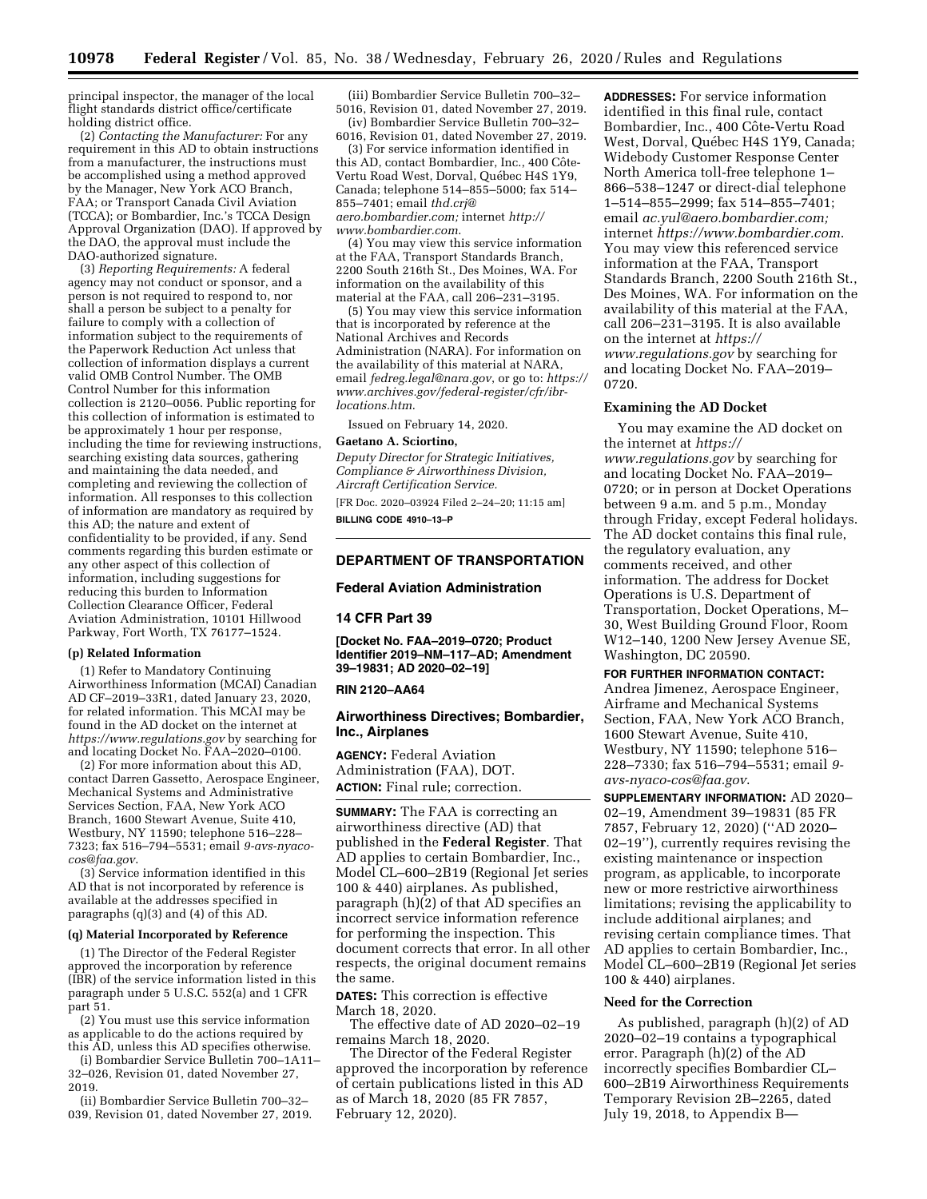principal inspector, the manager of the local flight standards district office/certificate holding district office.

(2) *Contacting the Manufacturer:* For any requirement in this AD to obtain instructions from a manufacturer, the instructions must be accomplished using a method approved by the Manager, New York ACO Branch, FAA; or Transport Canada Civil Aviation (TCCA); or Bombardier, Inc.'s TCCA Design Approval Organization (DAO). If approved by the DAO, the approval must include the DAO-authorized signature.

(3) *Reporting Requirements:* A federal agency may not conduct or sponsor, and a person is not required to respond to, nor shall a person be subject to a penalty for failure to comply with a collection of information subject to the requirements of the Paperwork Reduction Act unless that collection of information displays a current valid OMB Control Number. The OMB Control Number for this information collection is 2120–0056. Public reporting for this collection of information is estimated to be approximately 1 hour per response, including the time for reviewing instructions, searching existing data sources, gathering and maintaining the data needed, and completing and reviewing the collection of information. All responses to this collection of information are mandatory as required by this AD; the nature and extent of confidentiality to be provided, if any. Send comments regarding this burden estimate or any other aspect of this collection of information, including suggestions for reducing this burden to Information Collection Clearance Officer, Federal Aviation Administration, 10101 Hillwood Parkway, Fort Worth, TX 76177–1524.

**(p) Related Information**

(1) Refer to Mandatory Continuing Airworthiness Information (MCAI) Canadian AD CF–2019–33R1, dated January 23, 2020, for related information. This MCAI may be found in the AD docket on the internet at *https://www.regulations.gov* by searching for and locating Docket No. FAA–2020–0100.

(2) For more information about this AD, contact Darren Gassetto, Aerospace Engineer, Mechanical Systems and Administrative Services Section, FAA, New York ACO Branch, 1600 Stewart Avenue, Suite 410, Westbury, NY 11590; telephone 516–228–7323; fax 516–794–5531; email *9-avs-nyaco-cos@faa.gov*.

(3) Service information identified in this AD that is not incorporated by reference is available at the addresses specified in paragraphs (q)(3) and (4) of this AD.

**(q) Material Incorporated by Reference**

(1) The Director of the Federal Register approved the incorporation by reference (IBR) of the service information listed in this paragraph under 5 U.S.C. 552(a) and 1 CFR part 51.

(2) You must use this service information as applicable to do the actions required by this AD, unless this AD specifies otherwise.

(i) Bombardier Service Bulletin 700–1A11–32–026, Revision 01, dated November 27, 2019.

(ii) Bombardier Service Bulletin 700–32–039, Revision 01, dated November 27, 2019.

(iii) Bombardier Service Bulletin 700–32–5016, Revision 01, dated November 27, 2019.

(iv) Bombardier Service Bulletin 700–32–6016, Revision 01, dated November 27, 2019.

(3) For service information identified in this AD, contact Bombardier, Inc., 400 Côte-Vertu Road West, Dorval, Québec H4S 1Y9, Canada; telephone 514–855–5000; fax 514–855–7401; email *thd.crj@aero.bombardier.com;* internet *http://www.bombardier.com*.

(4) You may view this service information at the FAA, Transport Standards Branch, 2200 South 216th St., Des Moines, WA. For information on the availability of this material at the FAA, call 206–231–3195.

(5) You may view this service information that is incorporated by reference at the National Archives and Records Administration (NARA). For information on the availability of this material at NARA, email *fedreg.legal@nara.gov*, or go to: *https://www.archives.gov/federal-register/cfr/ibr-locations.htm*.

Issued on February 14, 2020.

**Gaetano A. Sciortino,**

*Deputy Director for Strategic Initiatives, Compliance & Airworthiness Division, Aircraft Certification Service.*

[FR Doc. 2020–03924 Filed 2–24–20; 11:15 am]

**BILLING CODE 4910–13–P**

---

## DEPARTMENT OF TRANSPORTATION

### Federal Aviation Administration

### 14 CFR Part 39

**[Docket No. FAA–2019–0720; Product Identifier 2019–NM–117–AD; Amendment 39–19831; AD 2020–02–19]**

**RIN 2120–AA64**

### Airworthiness Directives; Bombardier, Inc., Airplanes

**AGENCY:** Federal Aviation Administration (FAA), DOT.

**ACTION:** Final rule; correction.

**SUMMARY:** The FAA is correcting an airworthiness directive (AD) that published in the **Federal Register**. That AD applies to certain Bombardier, Inc., Model CL–600–2B19 (Regional Jet series 100 & 440) airplanes. As published, paragraph (h)(2) of that AD specifies an incorrect service information reference for performing the inspection. This document corrects that error. In all other respects, the original document remains the same.

**DATES:** This correction is effective March 18, 2020.

The effective date of AD 2020–02–19 remains March 18, 2020.

The Director of the Federal Register approved the incorporation by reference of certain publications listed in this AD as of March 18, 2020 (85 FR 7857, February 12, 2020).

**ADDRESSES:** For service information identified in this final rule, contact Bombardier, Inc., 400 Côte-Vertu Road West, Dorval, Québec H4S 1Y9, Canada; Widebody Customer Response Center North America toll-free telephone 1–866–538–1247 or direct-dial telephone 1–514–855–2999; fax 514–855–7401; email *ac.yul@aero.bombardier.com;* internet *https://www.bombardier.com*. You may view this referenced service information at the FAA, Transport Standards Branch, 2200 South 216th St., Des Moines, WA. For information on the availability of this material at the FAA, call 206–231–3195. It is also available on the internet at *https://www.regulations.gov* by searching for and locating Docket No. FAA–2019–0720.

**Examining the AD Docket**

You may examine the AD docket on the internet at *https://www.regulations.gov* by searching for and locating Docket No. FAA–2019–0720; or in person at Docket Operations between 9 a.m. and 5 p.m., Monday through Friday, except Federal holidays. The AD docket contains this final rule, the regulatory evaluation, any comments received, and other information. The address for Docket Operations is U.S. Department of Transportation, Docket Operations, M–30, West Building Ground Floor, Room W12–140, 1200 New Jersey Avenue SE, Washington, DC 20590.

**FOR FURTHER INFORMATION CONTACT:** Andrea Jimenez, Aerospace Engineer, Airframe and Mechanical Systems Section, FAA, New York ACO Branch, 1600 Stewart Avenue, Suite 410, Westbury, NY 11590; telephone 516–228–7330; fax 516–794–5531; email *9-avs-nyaco-cos@faa.gov*.

**SUPPLEMENTARY INFORMATION:** AD 2020–02–19, Amendment 39–19831 (85 FR 7857, February 12, 2020) (''AD 2020–02–19''), currently requires revising the existing maintenance or inspection program, as applicable, to incorporate new or more restrictive airworthiness limitations; revising the applicability to include additional airplanes; and revising certain compliance times. That AD applies to certain Bombardier, Inc., Model CL–600–2B19 (Regional Jet series 100 & 440) airplanes.

**Need for the Correction**

As published, paragraph (h)(2) of AD 2020–02–19 contains a typographical error. Paragraph (h)(2) of the AD incorrectly specifies Bombardier CL–600–2B19 Airworthiness Requirements Temporary Revision 2B–2265, dated July 19, 2018, to Appendix B—